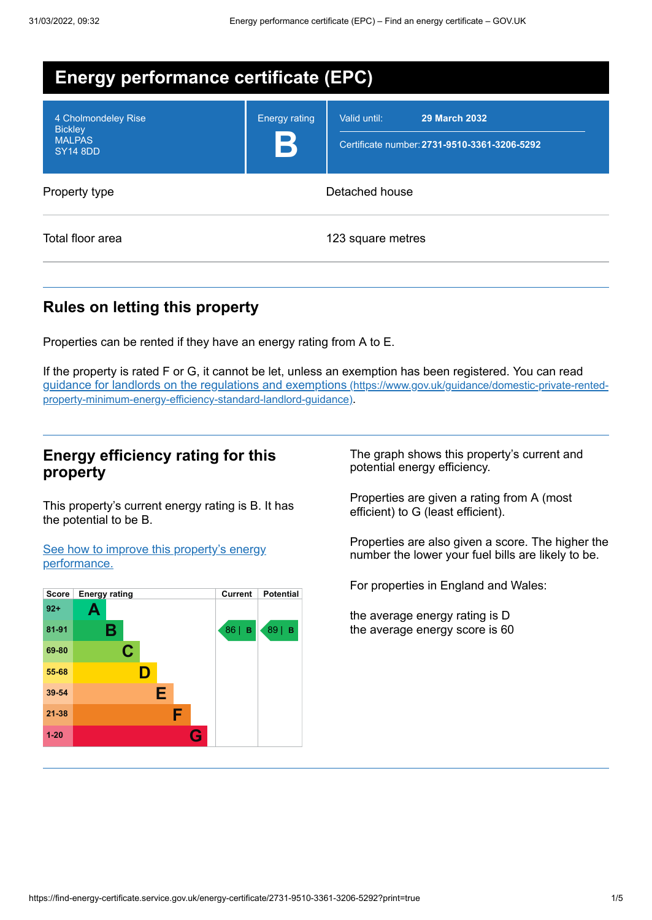# Energy performance certificate (EPC)

| | | |
|---|---|---|
| 4 Cholmondeley Rise<br>Bickley<br>MALPAS<br>SY14 8DD | Energy rating<br>**B** | Valid until: **29 March 2032**<br>Certificate number: **2731-9510-3361-3206-5292** |

| | |
|---|---|
| Property type | Detached house |
| Total floor area | 123 square metres |

## Rules on letting this property

Properties can be rented if they have an energy rating from A to E.

If the property is rated F or G, it cannot be let, unless an exemption has been registered. You can read [guidance for landlords on the regulations and exemptions (https://www.gov.uk/guidance/domestic-private-rented-property-minimum-energy-efficiency-standard-landlord-guidance)](https://www.gov.uk/guidance/domestic-private-rented-property-minimum-energy-efficiency-standard-landlord-guidance).

## Energy efficiency rating for this property

This property's current energy rating is B. It has the potential to be B.

[See how to improve this property's energy performance.]()

| Score | Energy rating | Current | Potential |
|---|---|---|---|
| 92+ | A | | |
| 81-91 | B | 86 \| B | 89 \| B |
| 69-80 | C | | |
| 55-68 | D | | |
| 39-54 | E | | |
| 21-38 | F | | |
| 1-20 | G | | |

The graph shows this property's current and potential energy efficiency.

Properties are given a rating from A (most efficient) to G (least efficient).

Properties are also given a score. The higher the number the lower your fuel bills are likely to be.

For properties in England and Wales:

the average energy rating is D
the average energy score is 60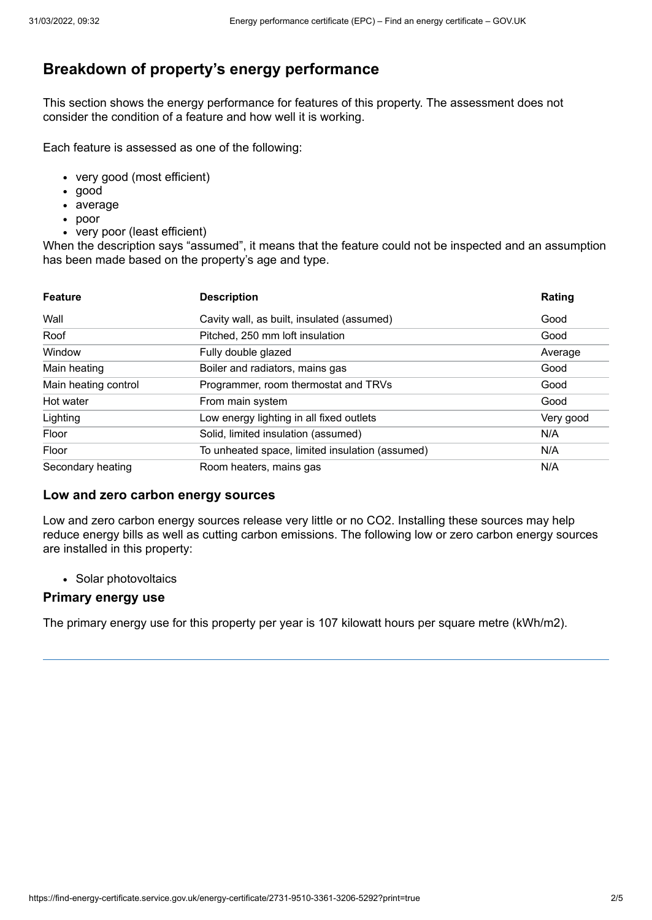## Breakdown of property's energy performance

This section shows the energy performance for features of this property. The assessment does not consider the condition of a feature and how well it is working.

Each feature is assessed as one of the following:

- very good (most efficient)
- good
- average
- poor
- very poor (least efficient)

When the description says "assumed", it means that the feature could not be inspected and an assumption has been made based on the property's age and type.

| Feature | Description | Rating |
|---|---|---|
| Wall | Cavity wall, as built, insulated (assumed) | Good |
| Roof | Pitched, 250 mm loft insulation | Good |
| Window | Fully double glazed | Average |
| Main heating | Boiler and radiators, mains gas | Good |
| Main heating control | Programmer, room thermostat and TRVs | Good |
| Hot water | From main system | Good |
| Lighting | Low energy lighting in all fixed outlets | Very good |
| Floor | Solid, limited insulation (assumed) | N/A |
| Floor | To unheated space, limited insulation (assumed) | N/A |
| Secondary heating | Room heaters, mains gas | N/A |

### Low and zero carbon energy sources

Low and zero carbon energy sources release very little or no CO2. Installing these sources may help reduce energy bills as well as cutting carbon emissions. The following low or zero carbon energy sources are installed in this property:

- Solar photovoltaics

### Primary energy use

The primary energy use for this property per year is 107 kilowatt hours per square metre (kWh/m2).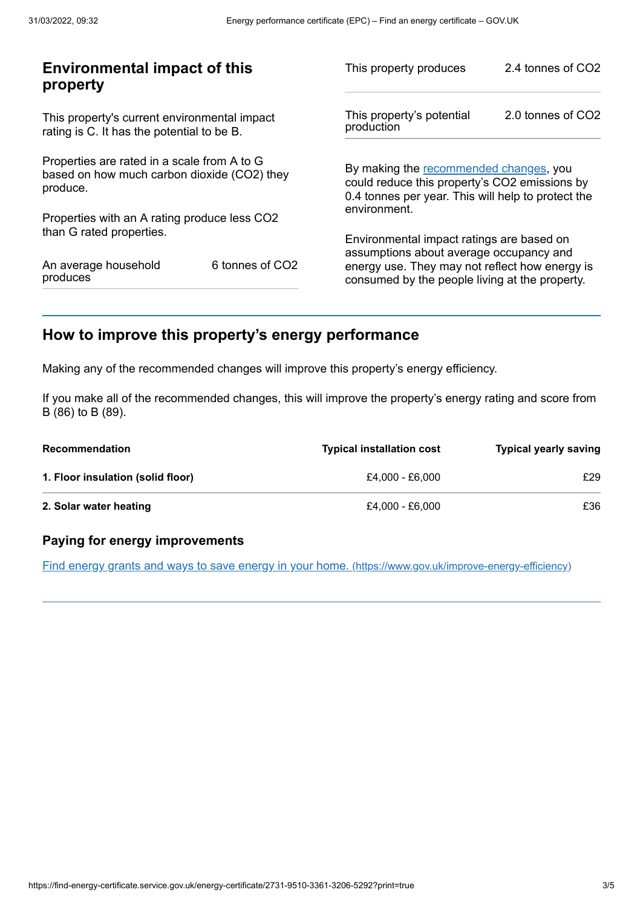## Environmental impact of this property

This property's current environmental impact rating is C. It has the potential to be B.

Properties are rated in a scale from A to G based on how much carbon dioxide ($CO_2$) they produce.

Properties with an A rating produce less $CO_2$ than G rated properties.

| | |
|---|---|
| An average household produces | 6 tonnes of $CO_2$ |

| | |
|---|---|
| This property produces | 2.4 tonnes of $CO_2$ |
| This property's potential production | 2.0 tonnes of $CO_2$ |

By making the recommended changes, you could reduce this property's $CO_2$ emissions by 0.4 tonnes per year. This will help to protect the environment.

Environmental impact ratings are based on assumptions about average occupancy and energy use. They may not reflect how energy is consumed by the people living at the property.

## How to improve this property's energy performance

Making any of the recommended changes will improve this property's energy efficiency.

If you make all of the recommended changes, this will improve the property's energy rating and score from B (86) to B (89).

| Recommendation | Typical installation cost | Typical yearly saving |
|---|---|---|
| **1. Floor insulation (solid floor)** | £4,000 - £6,000 | £29 |
| **2. Solar water heating** | £4,000 - £6,000 | £36 |

### Paying for energy improvements

Find energy grants and ways to save energy in your home. (https://www.gov.uk/improve-energy-efficiency)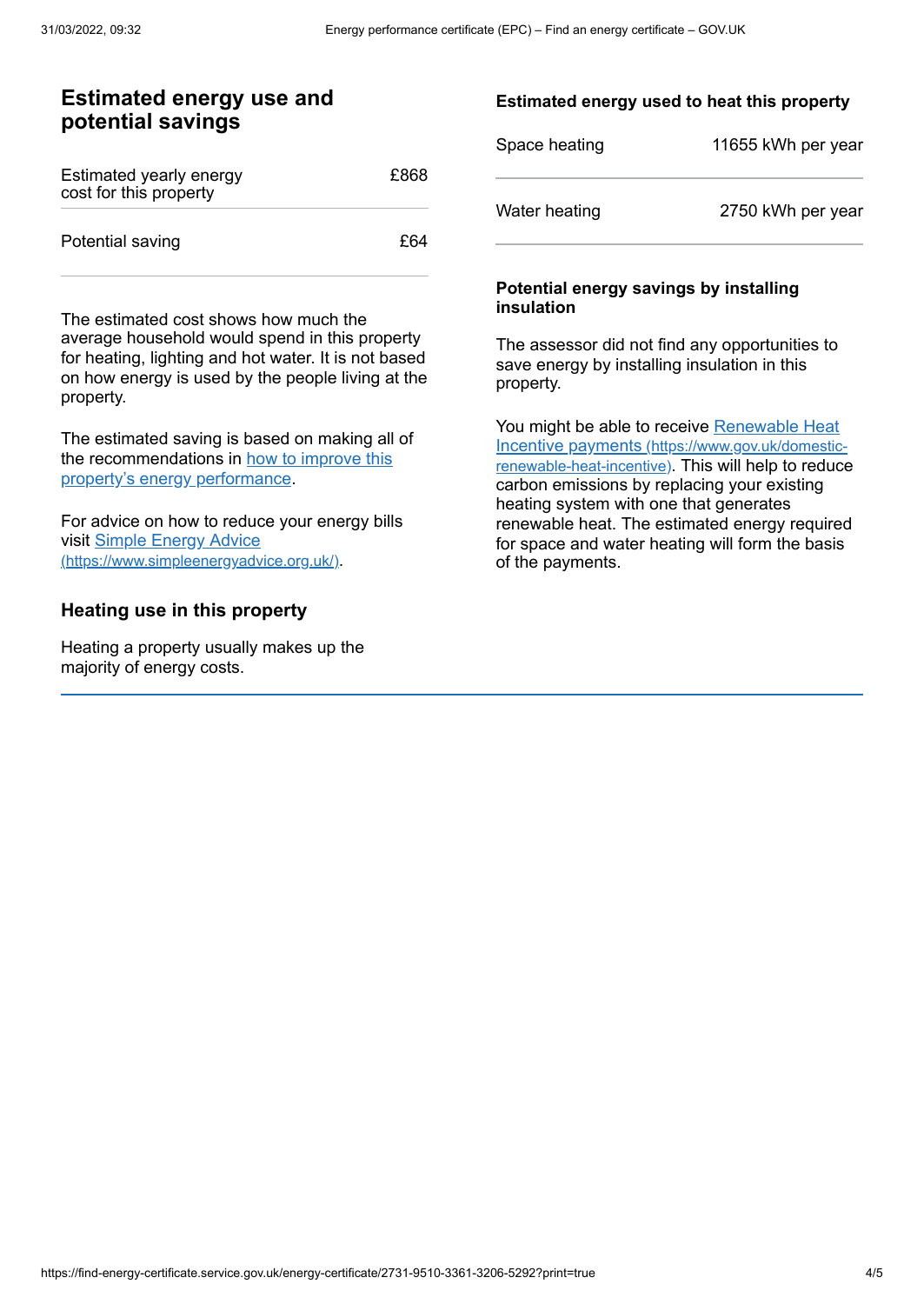## Estimated energy use and potential savings

| Estimated yearly energy cost for this property | £868 |
| --- | --- |
| Potential saving | £64 |

The estimated cost shows how much the average household would spend in this property for heating, lighting and hot water. It is not based on how energy is used by the people living at the property.

The estimated saving is based on making all of the recommendations in [how to improve this property's energy performance](#).

For advice on how to reduce your energy bills visit [Simple Energy Advice (https://www.simpleenergyadvice.org.uk/)](https://www.simpleenergyadvice.org.uk/).

### Heating use in this property

Heating a property usually makes up the majority of energy costs.

#### Estimated energy used to heat this property

| Space heating | 11655 kWh per year |
| --- | --- |
| Water heating | 2750 kWh per year |

#### Potential energy savings by installing insulation

The assessor did not find any opportunities to save energy by installing insulation in this property.

You might be able to receive [Renewable Heat Incentive payments (https://www.gov.uk/domestic-renewable-heat-incentive)](https://www.gov.uk/domestic-renewable-heat-incentive). This will help to reduce carbon emissions by replacing your existing heating system with one that generates renewable heat. The estimated energy required for space and water heating will form the basis of the payments.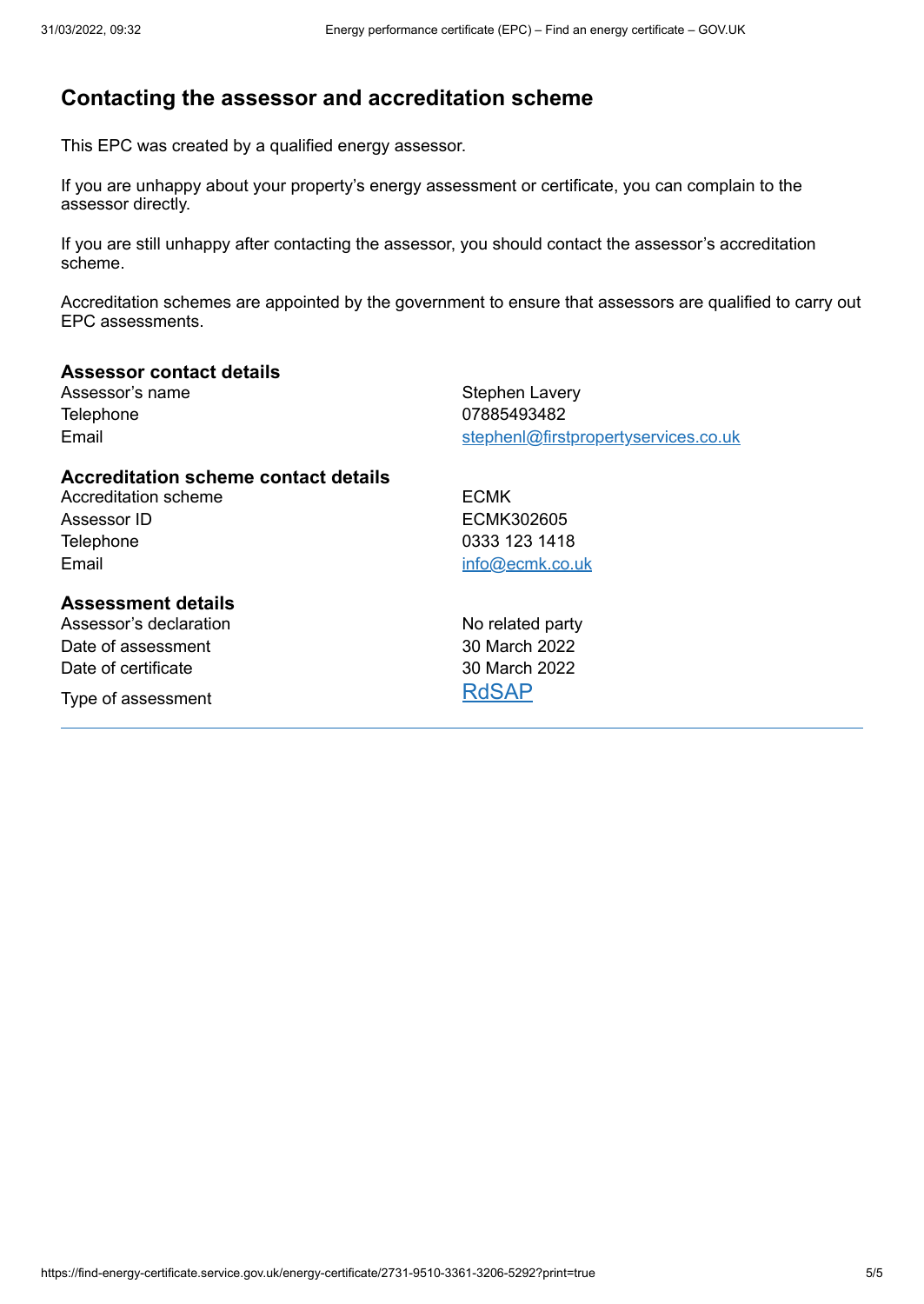## Contacting the assessor and accreditation scheme

This EPC was created by a qualified energy assessor.

If you are unhappy about your property's energy assessment or certificate, you can complain to the assessor directly.

If you are still unhappy after contacting the assessor, you should contact the assessor's accreditation scheme.

Accreditation schemes are appointed by the government to ensure that assessors are qualified to carry out EPC assessments.

### Assessor contact details

| | |
|---|---|
| Assessor's name | Stephen Lavery |
| Telephone | 07885493482 |
| Email | stephenl@firstpropertyservices.co.uk |

### Accreditation scheme contact details

| | |
|---|---|
| Accreditation scheme | ECMK |
| Assessor ID | ECMK302605 |
| Telephone | 0333 123 1418 |
| Email | info@ecmk.co.uk |

### Assessment details

| | |
|---|---|
| Assessor's declaration | No related party |
| Date of assessment | 30 March 2022 |
| Date of certificate | 30 March 2022 |
| Type of assessment | RdSAP |